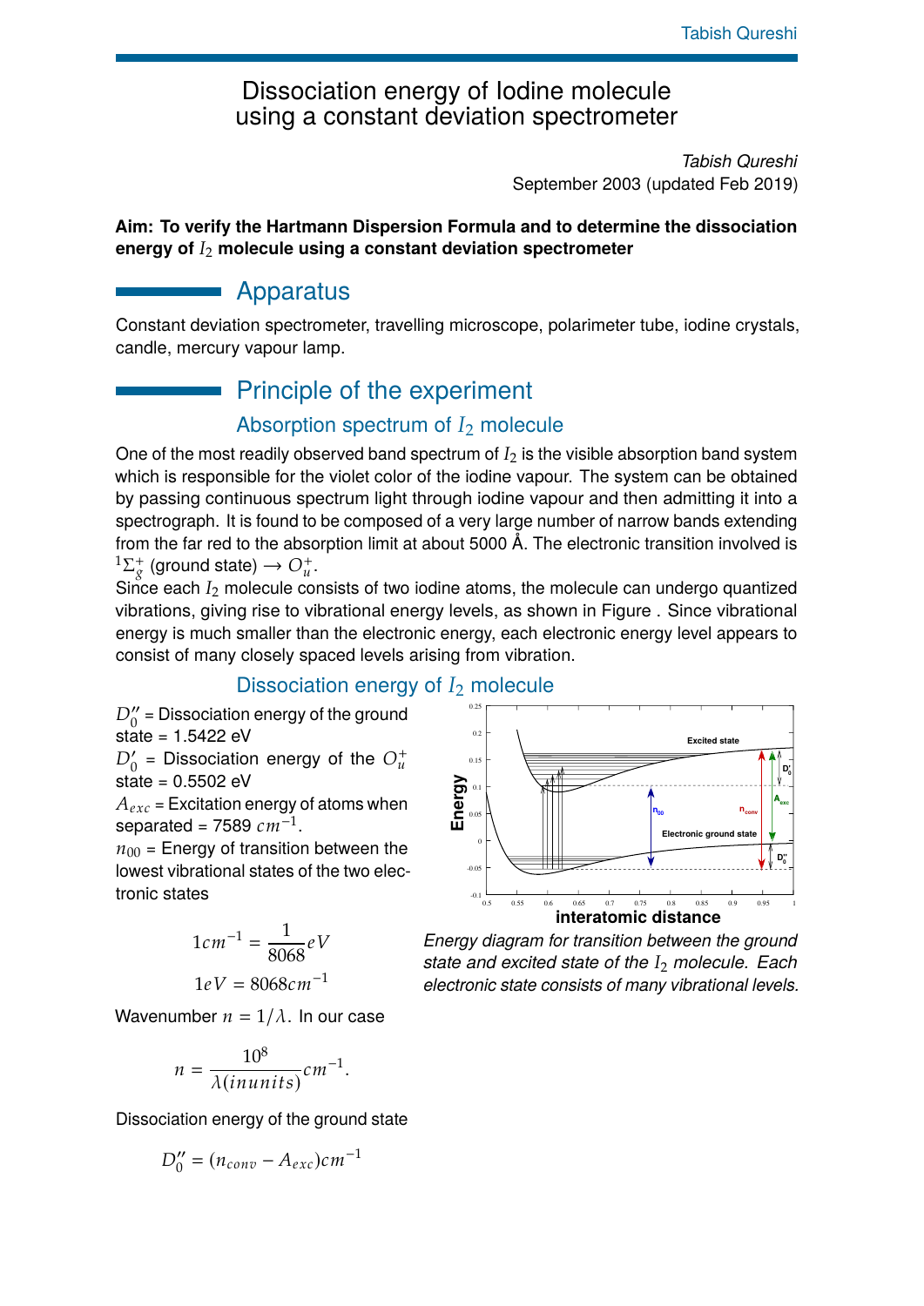# Dissociation energy of Iodine molecule using a constant deviation spectrometer

*Tabish Qureshi*
September 2003 (updated Feb 2019)

**Aim: To verify the Hartmann Dispersion Formula and to determine the dissociation energy of $I_2$ molecule using a constant deviation spectrometer**

## Apparatus

Constant deviation spectrometer, travelling microscope, polarimeter tube, iodine crystals, candle, mercury vapour lamp.

## Principle of the experiment

### Absorption spectrum of $I_2$ molecule

One of the most readily observed band spectrum of $I_2$ is the visible absorption band system which is responsible for the violet color of the iodine vapour. The system can be obtained by passing continuous spectrum light through iodine vapour and then admitting it into a spectrograph. It is found to be composed of a very large number of narrow bands extending from the far red to the absorption limit at about 5000 Å. The electronic transition involved is $^1\Sigma_g^+$ (ground state) $\rightarrow O_u^+$.
Since each $I_2$ molecule consists of two iodine atoms, the molecule can undergo quantized vibrations, giving rise to vibrational energy levels, as shown in Figure . Since vibrational energy is much smaller than the electronic energy, each electronic energy level appears to consist of many closely spaced levels arising from vibration.

### Dissociation energy of $I_2$ molecule

$D_0''$ = Dissociation energy of the ground state = 1.5422 eV

$D_0'$ = Dissociation energy of the $O_u^+$ state = 0.5502 eV

$A_{exc}$ = Excitation energy of atoms when separated = 7589 $cm^{-1}$.

$n_{00}$ = Energy of transition between the lowest vibrational states of the two electronic states

$$1cm^{-1} = \frac{1}{8068}eV$$

$$1eV = 8068cm^{-1}$$

Wavenumber $n = 1/\lambda$. In our case

$$n = \frac{10^8}{\lambda(inunits)}cm^{-1}.$$

Dissociation energy of the ground state

$$D_0'' = (n_{conv} - A_{exc})cm^{-1}$$

*Energy diagram for transition between the ground state and excited state of the $I_2$ molecule. Each electronic state consists of many vibrational levels.*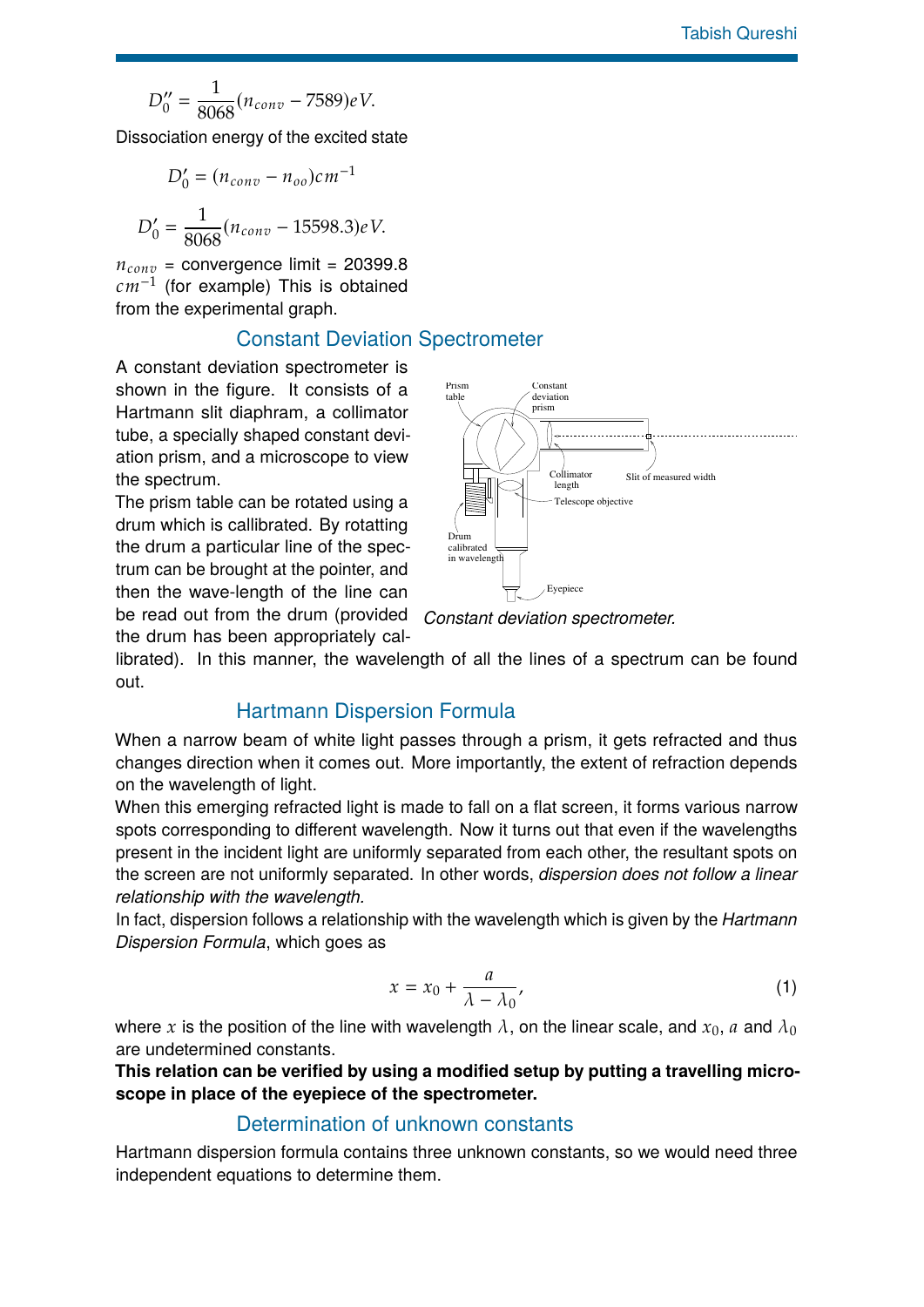$$D_0'' = \frac{1}{8068}(n_{conv} - 7589)eV.$$

Dissociation energy of the excited state

$$D_0' = (n_{conv} - n_{oo})cm^{-1}$$

$$D_0' = \frac{1}{8068}(n_{conv} - 15598.3)eV.$$

$n_{conv}$ = convergence limit = 20399.8 $cm^{-1}$ (for example) This is obtained from the experimental graph.

## Constant Deviation Spectrometer

A constant deviation spectrometer is shown in the figure. It consists of a Hartmann slit diaphram, a collimator tube, a specially shaped constant deviation prism, and a microscope to view the spectrum.

The prism table can be rotated using a drum which is callibrated. By rotating the drum a particular line of the spectrum can be brought at the pointer, and then the wave-length of the line can be read out from the drum (provided the drum has been appropriately callibrated). In this manner, the wavelength of all the lines of a spectrum can be found out.

*Constant deviation spectrometer.*

## Hartmann Dispersion Formula

When a narrow beam of white light passes through a prism, it gets refracted and thus changes direction when it comes out. More importantly, the extent of refraction depends on the wavelength of light.

When this emerging refracted light is made to fall on a flat screen, it forms various narrow spots corresponding to different wavelength. Now it turns out that even if the wavelengths present in the incident light are uniformly separated from each other, the resultant spots on the screen are not uniformly separated. In other words, *dispersion does not follow a linear relationship with the wavelength.*

In fact, dispersion follows a relationship with the wavelength which is given by the *Hartmann Dispersion Formula*, which goes as

$$x = x_0 + \frac{a}{\lambda - \lambda_0}, \tag{1}$$

where $x$ is the position of the line with wavelength $\lambda$, on the linear scale, and $x_0$, $a$ and $\lambda_0$ are undetermined constants.

**This relation can be verified by using a modified setup by putting a travelling microscope in place of the eyepiece of the spectrometer.**

## Determination of unknown constants

Hartmann dispersion formula contains three unknown constants, so we would need three independent equations to determine them.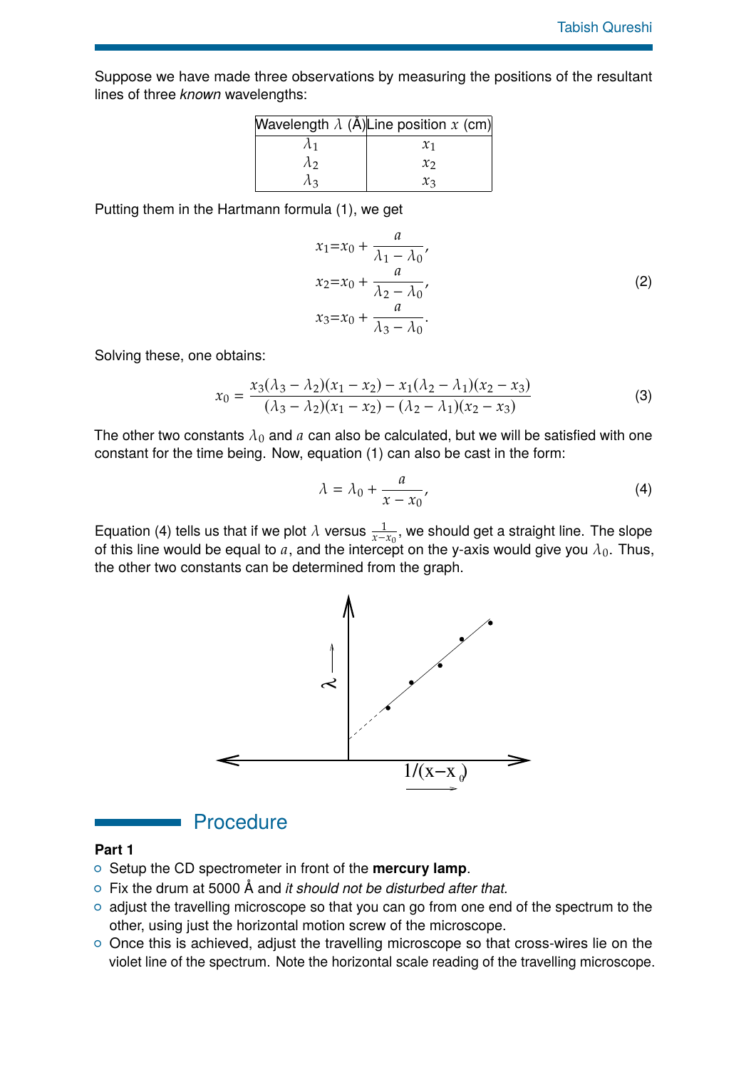Suppose we have made three observations by measuring the positions of the resultant lines of three *known* wavelengths:

| Wavelength $\lambda$ (Å) | Line position $x$ (cm) |
|---|---|
| $\lambda_1$ | $x_1$ |
| $\lambda_2$ | $x_2$ |
| $\lambda_3$ | $x_3$ |

Putting them in the Hartmann formula (1), we get

$$\begin{aligned} x_1 &= x_0 + \frac{a}{\lambda_1 - \lambda_0}, \\ x_2 &= x_0 + \frac{a}{\lambda_2 - \lambda_0}, \\ x_3 &= x_0 + \frac{a}{\lambda_3 - \lambda_0}. \end{aligned} \tag{2}$$

Solving these, one obtains:

$$x_0 = \frac{x_3(\lambda_3 - \lambda_2)(x_1 - x_2) - x_1(\lambda_2 - \lambda_1)(x_2 - x_3)}{(\lambda_3 - \lambda_2)(x_1 - x_2) - (\lambda_2 - \lambda_1)(x_2 - x_3)} \tag{3}$$

The other two constants $\lambda_0$ and $a$ can also be calculated, but we will be satisfied with one constant for the time being. Now, equation (1) can also be cast in the form:

$$\lambda = \lambda_0 + \frac{a}{x - x_0}, \tag{4}$$

Equation (4) tells us that if we plot $\lambda$ versus $\frac{1}{x-x_0}$, we should get a straight line. The slope of this line would be equal to $a$, and the intercept on the y-axis would give you $\lambda_0$. Thus, the other two constants can be determined from the graph.

## Procedure

**Part 1**

- Setup the CD spectrometer in front of the **mercury lamp**.
- Fix the drum at 5000 Å and *it should not be disturbed after that.*
- adjust the travelling microscope so that you can go from one end of the spectrum to the other, using just the horizontal motion screw of the microscope.
- Once this is achieved, adjust the travelling microscope so that cross-wires lie on the violet line of the spectrum. Note the horizontal scale reading of the travelling microscope.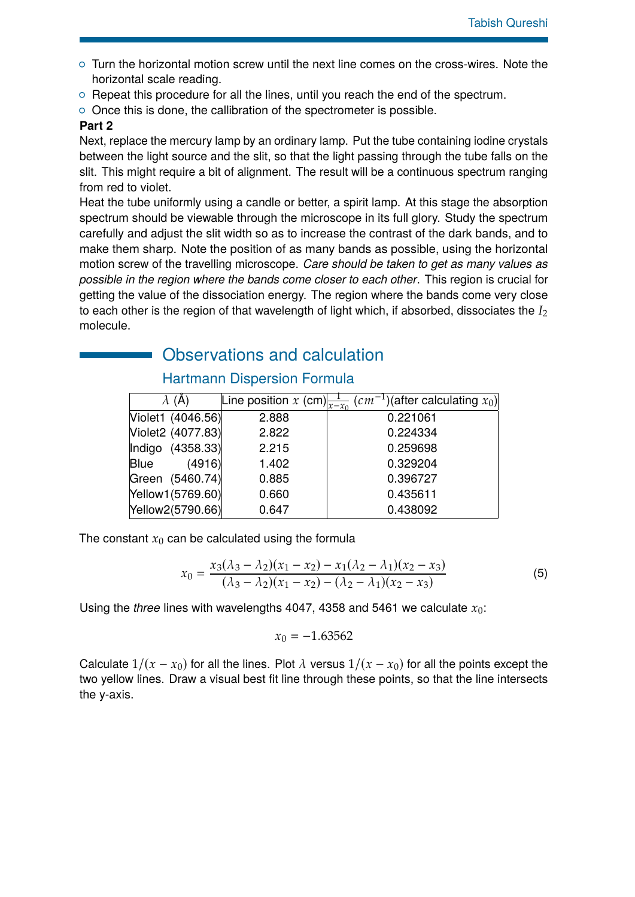- Turn the horizontal motion screw until the next line comes on the cross-wires. Note the horizontal scale reading.
- Repeat this procedure for all the lines, until you reach the end of the spectrum.
- Once this is done, the callibration of the spectrometer is possible.

**Part 2**

Next, replace the mercury lamp by an ordinary lamp. Put the tube containing iodine crystals between the light source and the slit, so that the light passing through the tube falls on the slit. This might require a bit of alignment. The result will be a continuous spectrum ranging from red to violet.

Heat the tube uniformly using a candle or better, a spirit lamp. At this stage the absorption spectrum should be viewable through the microscope in its full glory. Study the spectrum carefully and adjust the slit width so as to increase the contrast of the dark bands, and to make them sharp. Note the position of as many bands as possible, using the horizontal motion screw of the travelling microscope. *Care should be taken to get as many values as possible in the region where the bands come closer to each other*. This region is crucial for getting the value of the dissociation energy. The region where the bands come very close to each other is the region of that wavelength of light which, if absorbed, dissociates the $I_2$ molecule.

## Observations and calculation

### Hartmann Dispersion Formula

| $\lambda$ (Å) | Line position $x$ (cm) | $\frac{1}{x-x_0}$ ($cm^{-1}$)(after calculating $x_0$) |
|---|---|---|
| Violet1 (4046.56) | 2.888 | 0.221061 |
| Violet2 (4077.83) | 2.822 | 0.224334 |
| Indigo (4358.33) | 2.215 | 0.259698 |
| Blue (4916) | 1.402 | 0.329204 |
| Green (5460.74) | 0.885 | 0.396727 |
| Yellow1(5769.60) | 0.660 | 0.435611 |
| Yellow2(5790.66) | 0.647 | 0.438092 |

The constant $x_0$ can be calculated using the formula

$$x_0 = \frac{x_3(\lambda_3 - \lambda_2)(x_1 - x_2) - x_1(\lambda_2 - \lambda_1)(x_2 - x_3)}{(\lambda_3 - \lambda_2)(x_1 - x_2) - (\lambda_2 - \lambda_1)(x_2 - x_3)} \tag{5}$$

Using the *three* lines with wavelengths 4047, 4358 and 5461 we calculate $x_0$:

$$x_0 = -1.63562$$

Calculate $1/(x - x_0)$ for all the lines. Plot $\lambda$ versus $1/(x - x_0)$ for all the points except the two yellow lines. Draw a visual best fit line through these points, so that the line intersects the y-axis.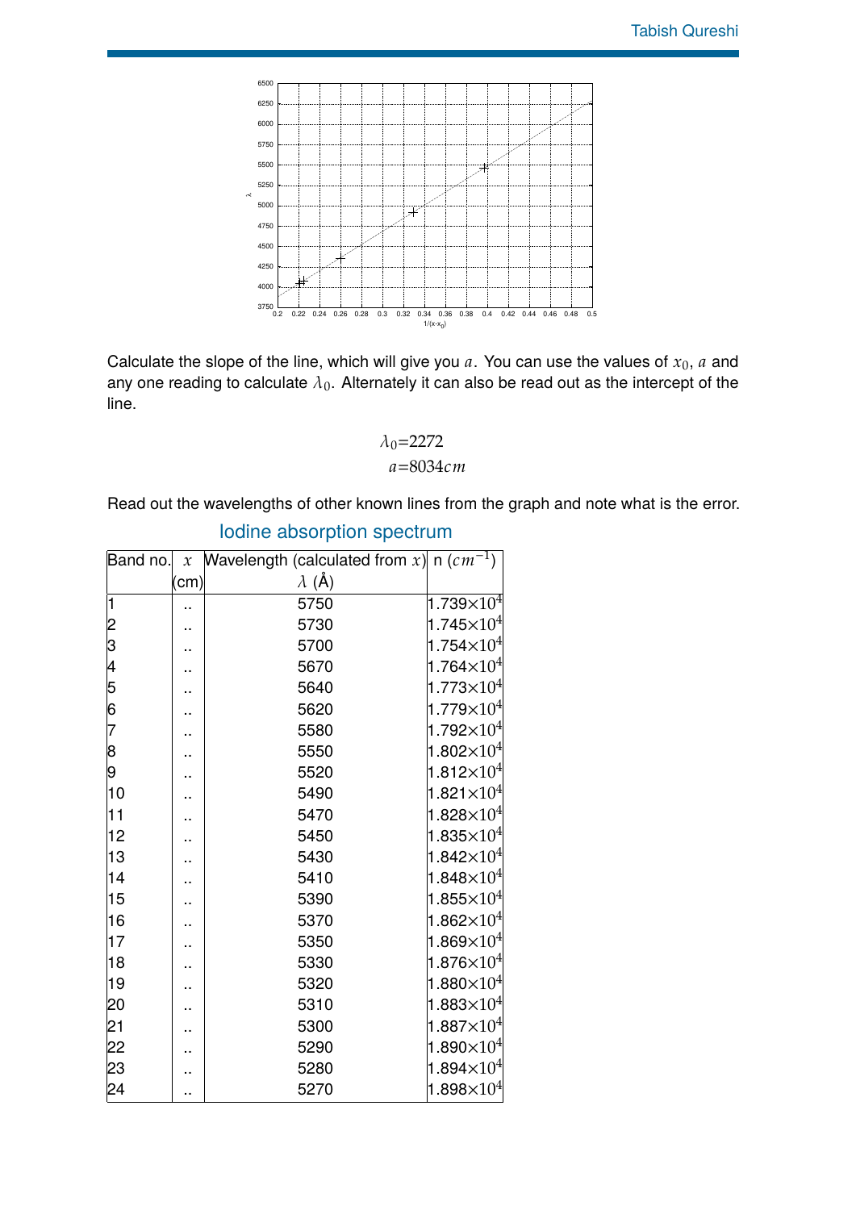Calculate the slope of the line, which will give you $a$. You can use the values of $x_0$, $a$ and any one reading to calculate $\lambda_0$. Alternately it can also be read out as the intercept of the line.

$$\lambda_0 = 2272$$
$$a = 8034 cm$$

Read out the wavelengths of other known lines from the graph and note what is the error.

## Iodine absorption spectrum

| Band no. | $x$ (cm) | Wavelength (calculated from $x$) $\lambda$ (Å) | n ($cm^{-1}$) |
|---|---|---|---|
| 1 | .. | 5750 | $1.739 \times 10^4$ |
| 2 | .. | 5730 | $1.745 \times 10^4$ |
| 3 | .. | 5700 | $1.754 \times 10^4$ |
| 4 | .. | 5670 | $1.764 \times 10^4$ |
| 5 | .. | 5640 | $1.773 \times 10^4$ |
| 6 | .. | 5620 | $1.779 \times 10^4$ |
| 7 | .. | 5580 | $1.792 \times 10^4$ |
| 8 | .. | 5550 | $1.802 \times 10^4$ |
| 9 | .. | 5520 | $1.812 \times 10^4$ |
| 10 | .. | 5490 | $1.821 \times 10^4$ |
| 11 | .. | 5470 | $1.828 \times 10^4$ |
| 12 | .. | 5450 | $1.835 \times 10^4$ |
| 13 | .. | 5430 | $1.842 \times 10^4$ |
| 14 | .. | 5410 | $1.848 \times 10^4$ |
| 15 | .. | 5390 | $1.855 \times 10^4$ |
| 16 | .. | 5370 | $1.862 \times 10^4$ |
| 17 | .. | 5350 | $1.869 \times 10^4$ |
| 18 | .. | 5330 | $1.876 \times 10^4$ |
| 19 | .. | 5320 | $1.880 \times 10^4$ |
| 20 | .. | 5310 | $1.883 \times 10^4$ |
| 21 | .. | 5300 | $1.887 \times 10^4$ |
| 22 | .. | 5290 | $1.890 \times 10^4$ |
| 23 | .. | 5280 | $1.894 \times 10^4$ |
| 24 | .. | 5270 | $1.898 \times 10^4$ |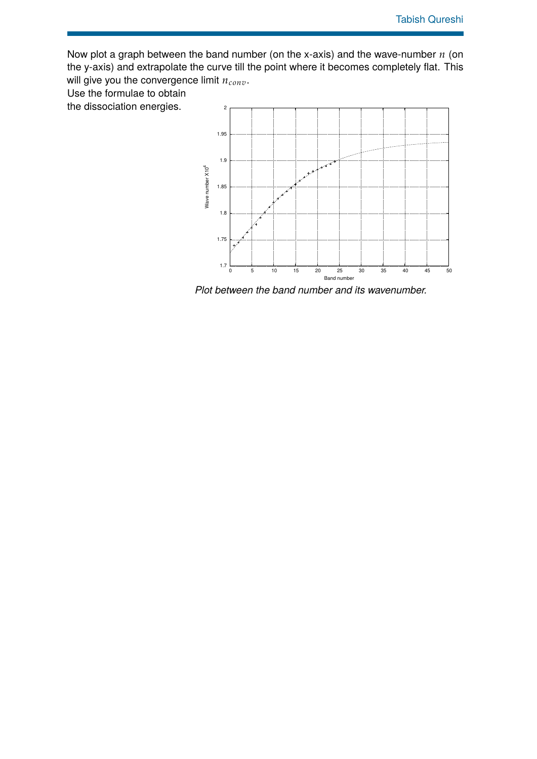Now plot a graph between the band number (on the x-axis) and the wave-number $n$ (on the y-axis) and extrapolate the curve till the point where it becomes completely flat. This will give you the convergence limit $n_{conv}$.

Use the formulae to obtain the dissociation energies.

Wave number X$10^4$

2

1.95

1.9

1.85

1.8

1.75

1.7

0 5 10 15 20 25 30 35 40 45 50

Band number

*Plot between the band number and its wavenumber.*